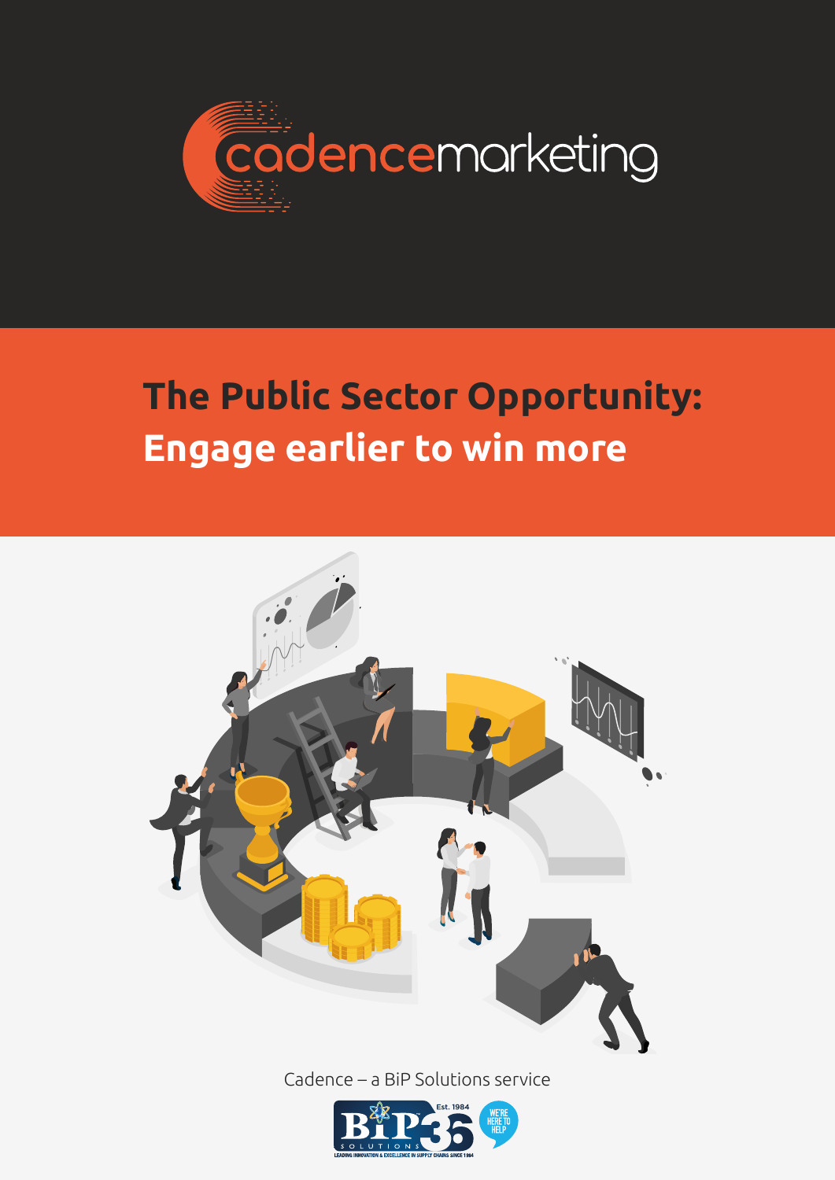cadencemarketing

# The Public Sector Opportunity: Engage earlier to win more

Cadence – a BiP Solutions service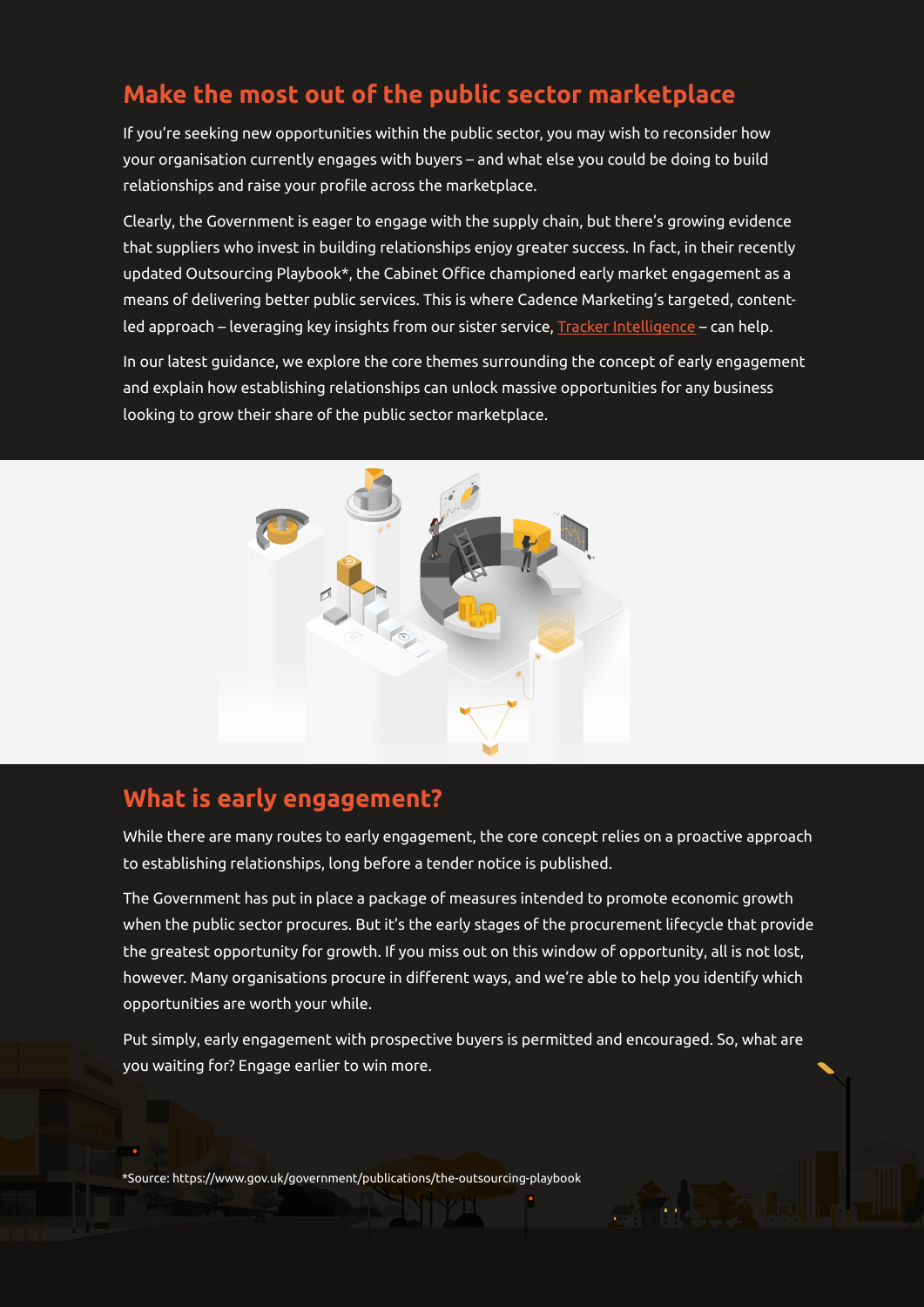## Make the most out of the public sector marketplace

If you're seeking new opportunities within the public sector, you may wish to reconsider how your organisation currently engages with buyers – and what else you could be doing to build relationships and raise your profile across the marketplace.

Clearly, the Government is eager to engage with the supply chain, but there's growing evidence that suppliers who invest in building relationships enjoy greater success. In fact, in their recently updated Outsourcing Playbook*, the Cabinet Office championed early market engagement as a means of delivering better public services. This is where Cadence Marketing's targeted, content-led approach – leveraging key insights from our sister service, Tracker Intelligence – can help.

In our latest guidance, we explore the core themes surrounding the concept of early engagement and explain how establishing relationships can unlock massive opportunities for any business looking to grow their share of the public sector marketplace.

## What is early engagement?

While there are many routes to early engagement, the core concept relies on a proactive approach to establishing relationships, long before a tender notice is published.

The Government has put in place a package of measures intended to promote economic growth when the public sector procures. But it's the early stages of the procurement lifecycle that provide the greatest opportunity for growth. If you miss out on this window of opportunity, all is not lost, however. Many organisations procure in different ways, and we're able to help you identify which opportunities are worth your while.

Put simply, early engagement with prospective buyers is permitted and encouraged. So, what are you waiting for? Engage earlier to win more.

*Source: https://www.gov.uk/government/publications/the-outsourcing-playbook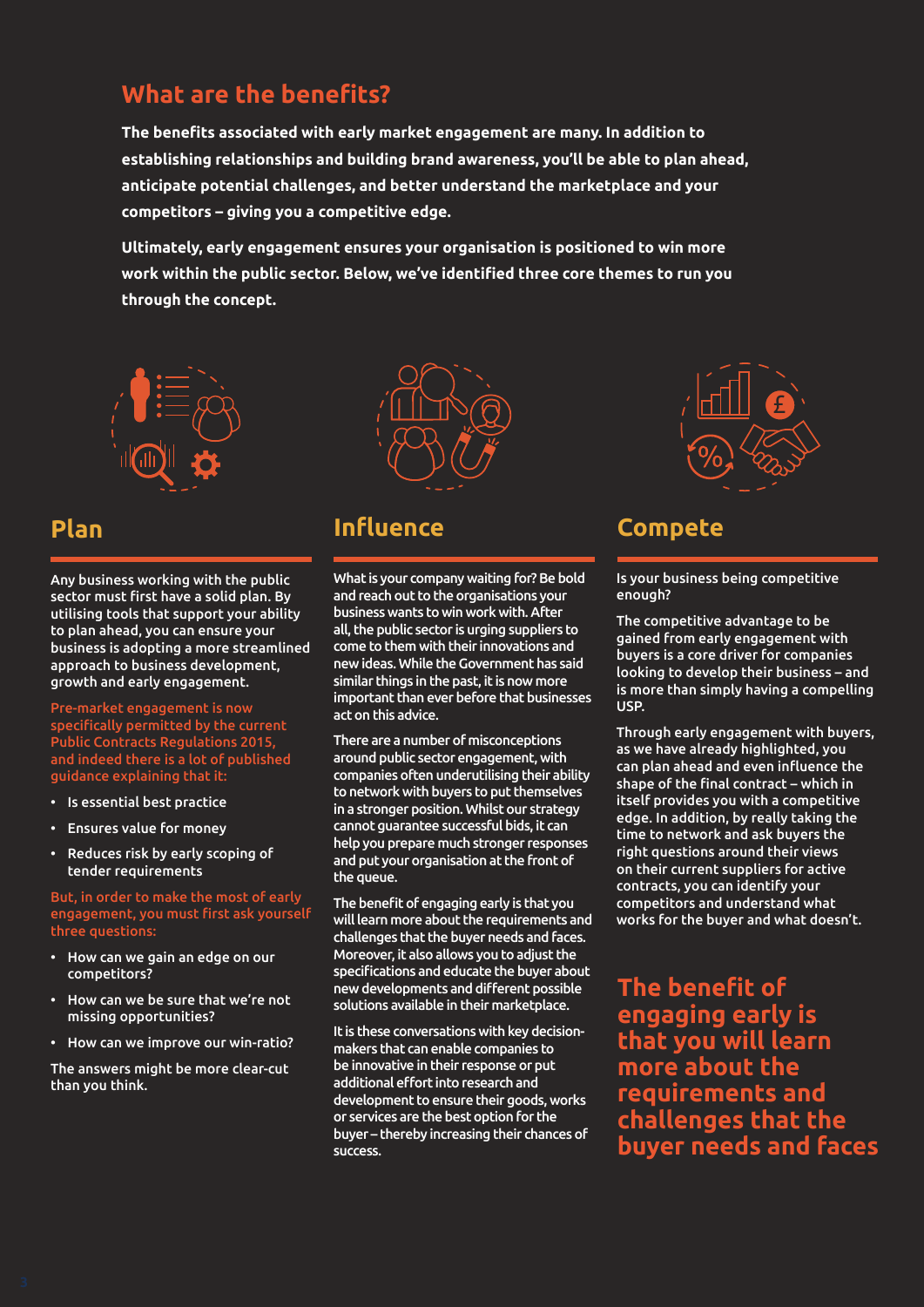## What are the benefits?

**The benefits associated with early market engagement are many. In addition to establishing relationships and building brand awareness, you'll be able to plan ahead, anticipate potential challenges, and better understand the marketplace and your competitors – giving you a competitive edge.**

**Ultimately, early engagement ensures your organisation is positioned to win more work within the public sector. Below, we've identified three core themes to run you through the concept.**

### Plan

Any business working with the public sector must first have a solid plan. By utilising tools that support your ability to plan ahead, you can ensure your business is adopting a more streamlined approach to business development, growth and early engagement.

Pre-market engagement is now specifically permitted by the current Public Contracts Regulations 2015, and indeed there is a lot of published guidance explaining that it:

- Is essential best practice
- Ensures value for money
- Reduces risk by early scoping of tender requirements

But, in order to make the most of early engagement, you must first ask yourself three questions:

- How can we gain an edge on our competitors?
- How can we be sure that we're not missing opportunities?
- How can we improve our win-ratio?

The answers might be more clear-cut than you think.

### Influence

What is your company waiting for? Be bold and reach out to the organisations your business wants to win work with. After all, the public sector is urging suppliers to come to them with their innovations and new ideas. While the Government has said similar things in the past, it is now more important than ever before that businesses act on this advice.

There are a number of misconceptions around public sector engagement, with companies often underutilising their ability to network with buyers to put themselves in a stronger position. Whilst our strategy cannot guarantee successful bids, it can help you prepare much stronger responses and put your organisation at the front of the queue.

The benefit of engaging early is that you will learn more about the requirements and challenges that the buyer needs and faces. Moreover, it also allows you to adjust the specifications and educate the buyer about new developments and different possible solutions available in their marketplace.

It is these conversations with key decision-makers that can enable companies to be innovative in their response or put additional effort into research and development to ensure their goods, works or services are the best option for the buyer – thereby increasing their chances of success.

### Compete

Is your business being competitive enough?

The competitive advantage to be gained from early engagement with buyers is a core driver for companies looking to develop their business – and is more than simply having a compelling USP.

Through early engagement with buyers, as we have already highlighted, you can plan ahead and even influence the shape of the final contract – which in itself provides you with a competitive edge. In addition, by really taking the time to network and ask buyers the right questions around their views on their current suppliers for active contracts, you can identify your competitors and understand what works for the buyer and what doesn't.

**The benefit of engaging early is that you will learn more about the requirements and challenges that the buyer needs and faces**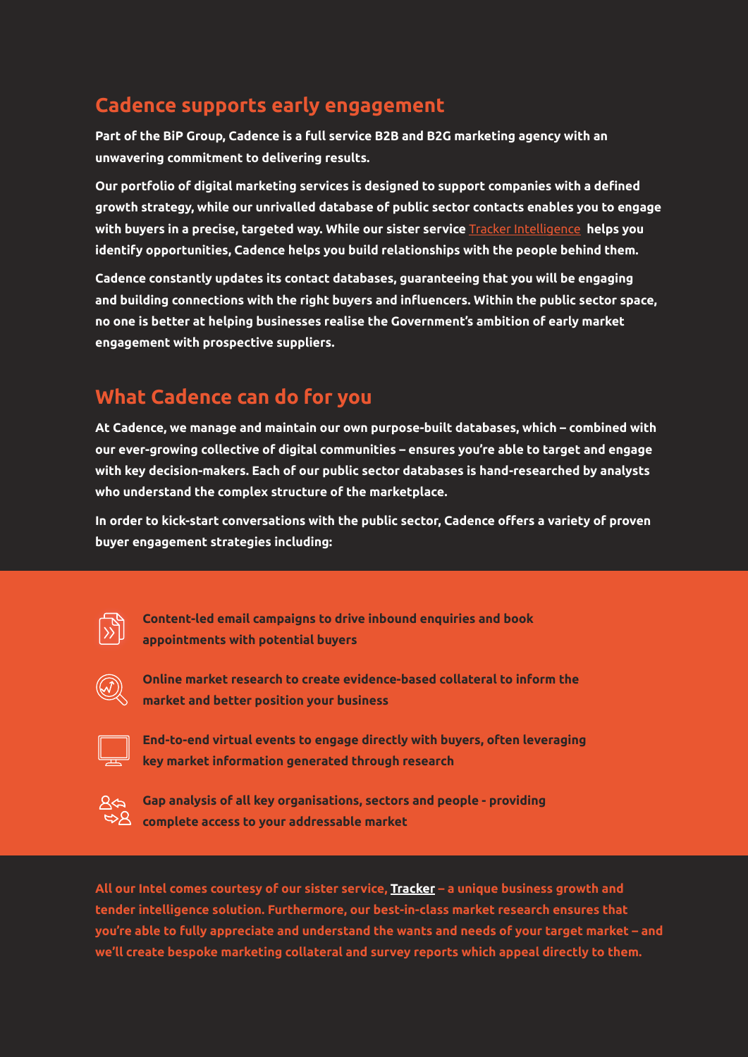## Cadence supports early engagement

**Part of the BiP Group, Cadence is a full service B2B and B2G marketing agency with an unwavering commitment to delivering results.**

**Our portfolio of digital marketing services is designed to support companies with a defined growth strategy, while our unrivalled database of public sector contacts enables you to engage with buyers in a precise, targeted way. While our sister service** Tracker Intelligence **helps you identify opportunities, Cadence helps you build relationships with the people behind them.**

**Cadence constantly updates its contact databases, guaranteeing that you will be engaging and building connections with the right buyers and influencers. Within the public sector space, no one is better at helping businesses realise the Government's ambition of early market engagement with prospective suppliers.**

## What Cadence can do for you

**At Cadence, we manage and maintain our own purpose-built databases, which – combined with our ever-growing collective of digital communities – ensures you're able to target and engage with key decision-makers. Each of our public sector databases is hand-researched by analysts who understand the complex structure of the marketplace.**

**In order to kick-start conversations with the public sector, Cadence offers a variety of proven buyer engagement strategies including:**

- **Content-led email campaigns to drive inbound enquiries and book appointments with potential buyers**
- **Online market research to create evidence-based collateral to inform the market and better position your business**
- **End-to-end virtual events to engage directly with buyers, often leveraging key market information generated through research**
- **Gap analysis of all key organisations, sectors and people - providing complete access to your addressable market**

**All our Intel comes courtesy of our sister service, Tracker – a unique business growth and tender intelligence solution. Furthermore, our best-in-class market research ensures that you're able to fully appreciate and understand the wants and needs of your target market – and we'll create bespoke marketing collateral and survey reports which appeal directly to them.**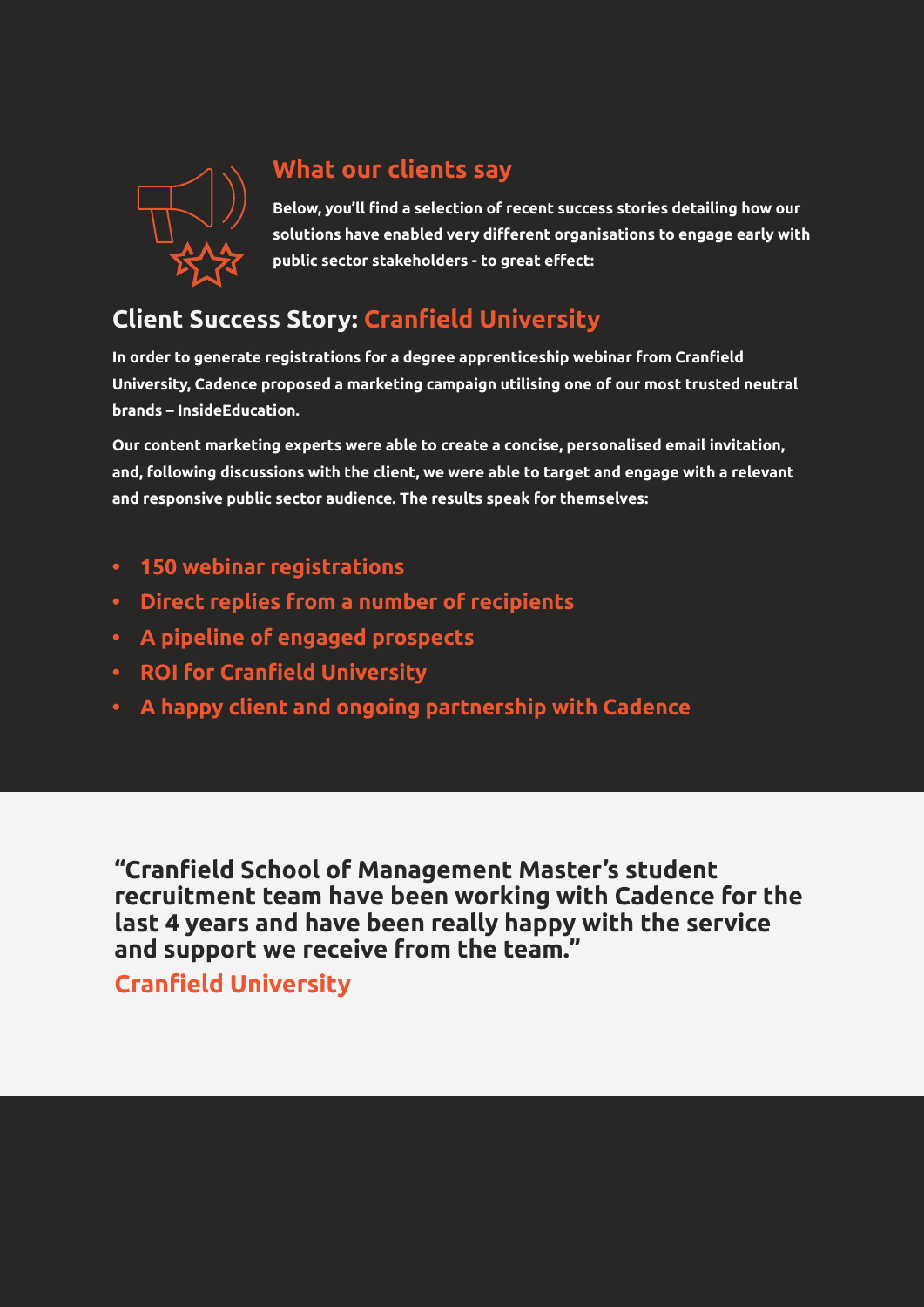## What our clients say

**Below, you'll find a selection of recent success stories detailing how our solutions have enabled very different organisations to engage early with public sector stakeholders - to great effect:**

## Client Success Story: Cranfield University

**In order to generate registrations for a degree apprenticeship webinar from Cranfield University, Cadence proposed a marketing campaign utilising one of our most trusted neutral brands – InsideEducation.**

**Our content marketing experts were able to create a concise, personalised email invitation, and, following discussions with the client, we were able to target and engage with a relevant and responsive public sector audience. The results speak for themselves:**

- **150 webinar registrations**
- **Direct replies from a number of recipients**
- **A pipeline of engaged prospects**
- **ROI for Cranfield University**
- **A happy client and ongoing partnership with Cadence**

**"Cranfield School of Management Master's student recruitment team have been working with Cadence for the last 4 years and have been really happy with the service and support we receive from the team."**

**Cranfield University**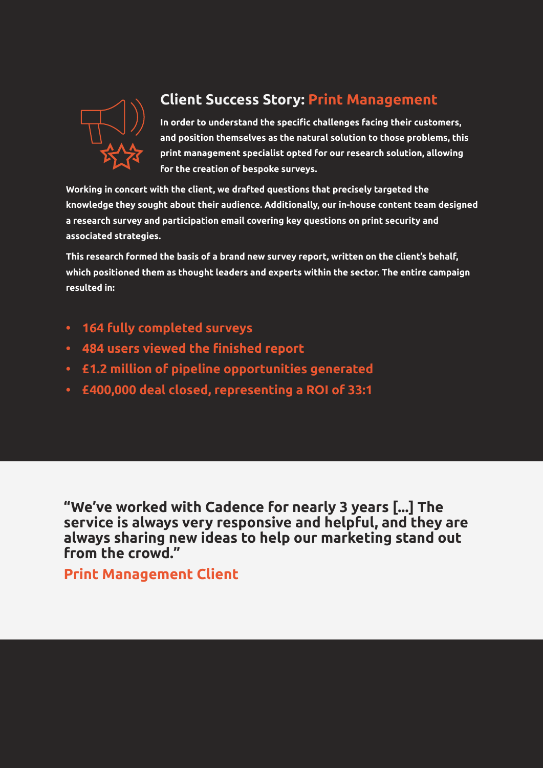## Client Success Story: Print Management

**In order to understand the specific challenges facing their customers, and position themselves as the natural solution to those problems, this print management specialist opted for our research solution, allowing for the creation of bespoke surveys.**

**Working in concert with the client, we drafted questions that precisely targeted the knowledge they sought about their audience. Additionally, our in-house content team designed a research survey and participation email covering key questions on print security and associated strategies.**

**This research formed the basis of a brand new survey report, written on the client's behalf, which positioned them as thought leaders and experts within the sector. The entire campaign resulted in:**

- **164 fully completed surveys**
- **484 users viewed the finished report**
- **£1.2 million of pipeline opportunities generated**
- **£400,000 deal closed, representing a ROI of 33:1**

**"We've worked with Cadence for nearly 3 years [...] The service is always very responsive and helpful, and they are always sharing new ideas to help our marketing stand out from the crowd."**

**Print Management Client**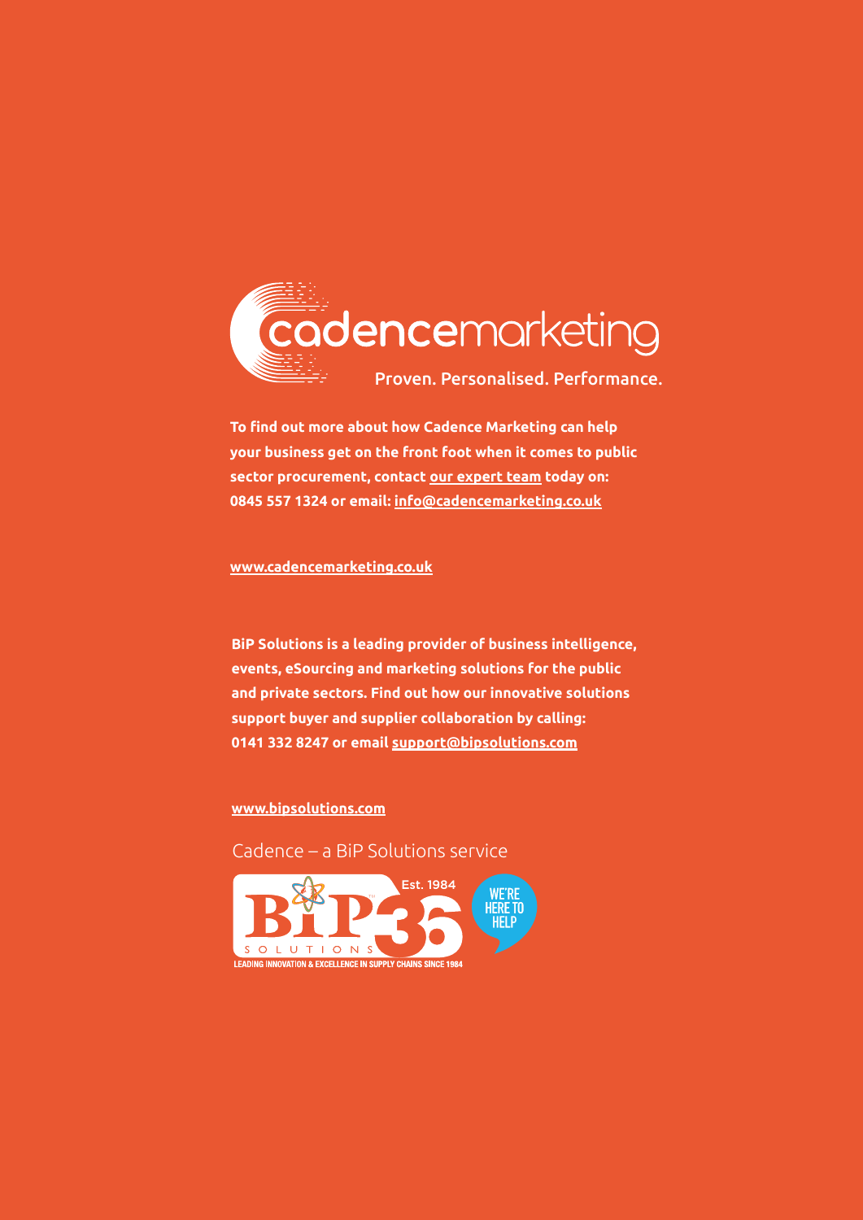cadencemarketing

Proven. Personalised. Performance.

**To find out more about how Cadence Marketing can help your business get on the front foot when it comes to public sector procurement, contact our expert team today on: 0845 557 1324 or email: info@cadencemarketing.co.uk**

**www.cadencemarketing.co.uk**

**BiP Solutions is a leading provider of business intelligence, events, eSourcing and marketing solutions for the public and private sectors. Find out how our innovative solutions support buyer and supplier collaboration by calling: 0141 332 8247 or email support@bipsolutions.com**

**www.bipsolutions.com**

Cadence – a BiP Solutions service

BiP SOLUTIONS 36 Est. 1984

WE'RE HERE TO HELP

LEADING INNOVATION & EXCELLENCE IN SUPPLY CHAINS SINCE 1984